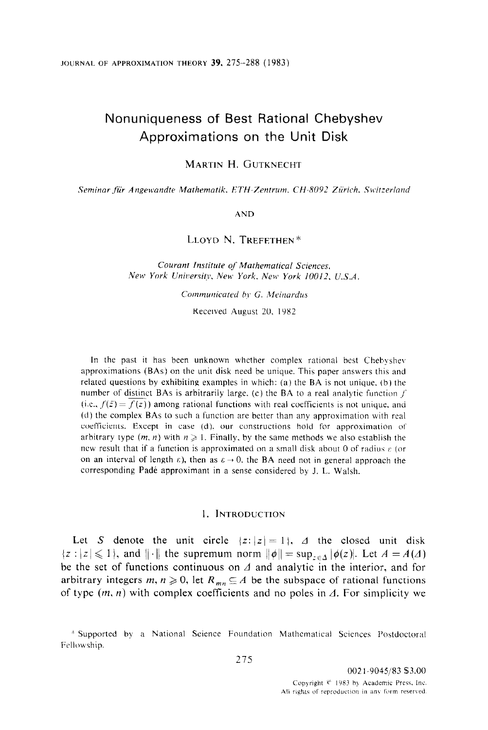# Nonuniqueness of Best Rational Chebyshev Approximations on the Unit Disk

MARTIN H. GUTKNECHT

*Seminar für Angewandte Mathematik, ETH-Zentrum, CH-8092 Zürich, Switzerland*

AND

LLOYD N. TREFETHEN*

*Courant Institute of Mathematical Sciences, New York University, New York, New York 10012, U.S.A.*

*Communicated by G. Meinardus*

Received August 20, 1982

In the past it has been unknown whether complex rational best Chebyshev approximations (BAs) on the unit disk need be unique. This paper answers this and related questions by exhibiting examples in which: (a) the BA is not unique, (b) the number of distinct BAs is arbitrarily large, (c) the BA to a real analytic function $f$ (i.e., $f(\bar{z}) = \overline{f(z)}$) among rational functions with real coefficients is not unique, and (d) the complex BAs to such a function are better than any approximation with real coefficients. Except in case (d), our constructions hold for approximation of arbitrary type $(m, n)$ with $n \geqslant 1$. Finally, by the same methods we also establish the new result that if a function is approximated on a small disk about 0 of radius $\varepsilon$ (or on an interval of length $\varepsilon$), then as $\varepsilon \to 0$, the BA need not in general approach the corresponding Padé approximant in a sense considered by J. L. Walsh.

## 1. INTRODUCTION

Let $S$ denote the unit circle $\{z : |z| = 1\}$, $\Delta$ the closed unit disk $\{z : |z| \leqslant 1\}$, and $\|\cdot\|$ the supremum norm $\|\phi\| = \sup_{z \in \Delta} |\phi(z)|$. Let $A = A(\Delta)$ be the set of functions continuous on $\Delta$ and analytic in the interior, and for arbitrary integers $m, n \geqslant 0$, let $R_{mn} \subseteq A$ be the subspace of rational functions of type $(m, n)$ with complex coefficients and no poles in $\Delta$. For simplicity we

* Supported by a National Science Foundation Mathematical Sciences Postdoctoral Fellowship.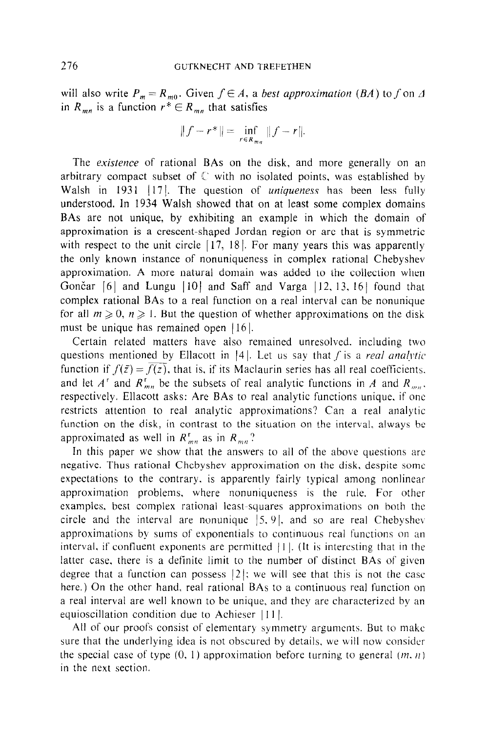will also write $P_m = R_{m0}$. Given $f \in A$, a *best approximation* (*BA*) to $f$ on $\Delta$ in $R_{mn}$ is a function $r^* \in R_{mn}$ that satisfies

$$\|f - r^*\| = \inf_{r \in R_{mn}} \|f - r\|.$$

The *existence* of rational BAs on the disk, and more generally on an arbitrary compact subset of $\mathbb{C}$ with no isolated points, was established by Walsh in 1931 [17]. The question of *uniqueness* has been less fully understood. In 1934 Walsh showed that on at least some complex domains BAs are not unique, by exhibiting an example in which the domain of approximation is a crescent-shaped Jordan region or arc that is symmetric with respect to the unit circle [17, 18]. For many years this was apparently the only known instance of nonuniqueness in complex rational Chebyshev approximation. A more natural domain was added to the collection when Gončar [6] and Lungu [10] and Saff and Varga [12, 13, 16] found that complex rational BAs to a real function on a real interval can be nonunique for all $m \geqslant 0$, $n \geqslant 1$. But the question of whether approximations on the disk must be unique has remained open [16].

Certain related matters have also remained unresolved, including two questions mentioned by Ellacott in [4]. Let us say that $f$ is a *real analytic* function if $f(\bar{z}) = \overline{f(z)}$, that is, if its Maclaurin series has all real coefficients, and let $A^r$ and $R^r_{mn}$ be the subsets of real analytic functions in $A$ and $R_{mn}$, respectively. Ellacott asks: Are BAs to real analytic functions unique, if one restricts attention to real analytic approximations? Can a real analytic function on the disk, in contrast to the situation on the interval, always be approximated as well in $R^r_{mn}$ as in $R_{mn}$?

In this paper we show that the answers to all of the above questions are negative. Thus rational Chebyshev approximation on the disk, despite some expectations to the contrary, is apparently fairly typical among nonlinear approximation problems, where nonuniqueness is the rule. For other examples, best complex rational least-squares approximations on both the circle and the interval are nonunique [5, 9], and so are real Chebyshev approximations by sums of exponentials to continuous real functions on an interval, if confluent exponents are permitted [1]. (It is interesting that in the latter case, there is a definite limit to the number of distinct BAs of given degree that a function can possess [2]; we will see that this is not the case here.) On the other hand, real rational BAs to a continuous real function on a real interval are well known to be unique, and they are characterized by an equioscillation condition due to Achieser [11].

All of our proofs consist of elementary symmetry arguments. But to make sure that the underlying idea is not obscured by details, we will now consider the special case of type (0, 1) approximation before turning to general $(m, n)$ in the next section.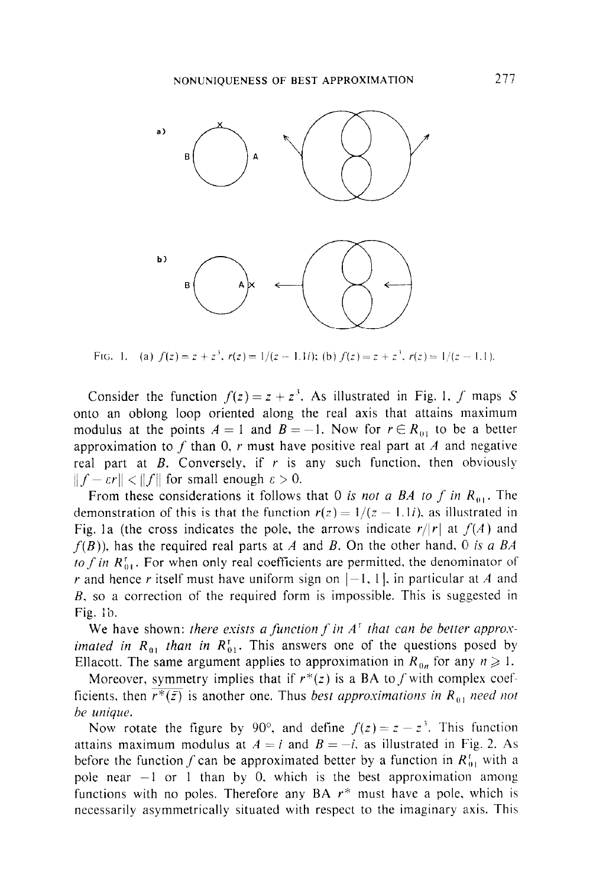FIG. 1. (a) $f(z) = z + z^3$, $r(z) = 1/(z - 1.1i)$; (b) $f(z) = z + z^3$, $r(z) = 1/(z - 1.1)$.

Consider the function $f(z) = z + z^3$. As illustrated in Fig. 1, $f$ maps $S$ onto an oblong loop oriented along the real axis that attains maximum modulus at the points $A = 1$ and $B = -1$. Now for $r \in R_{01}$ to be a better approximation to $f$ than 0, $r$ must have positive real part at $A$ and negative real part at $B$. Conversely, if $r$ is any such function, then obviously $\|f - \varepsilon r\| < \|f\|$ for small enough $\varepsilon > 0$.

From these considerations it follows that *0 is not a BA to $f$ in $R_{01}$*. The demonstration of this is that the function $r(z) = 1/(z - 1.1i)$, as illustrated in Fig. 1a (the cross indicates the pole, the arrows indicate $r/|r|$ at $f(A)$ and $f(B)$), has the required real parts at $A$ and $B$. On the other hand, *0 is a BA to $f$ in $R_{01}^{r}$*. For when only real coefficients are permitted, the denominator of $r$ and hence $r$ itself must have uniform sign on $[-1, 1]$, in particular at $A$ and $B$, so a correction of the required form is impossible. This is suggested in Fig. 1b.

We have shown: *there exists a function $f$ in $A^r$ that can be better approximated in $R_{01}$ than in $R_{01}^{r}$*. This answers one of the questions posed by Ellacott. The same argument applies to approximation in $R_{0n}$ for any $n \geq 1$.

Moreover, symmetry implies that if $r^*(z)$ is a BA to $f$ with complex coefficients, then $\overline{r^*(\bar{z})}$ is another one. Thus *best approximations in $R_{01}$ need not be unique.*

Now rotate the figure by 90°, and define $f(z) = z - z^3$. This function attains maximum modulus at $A = i$ and $B = -i$, as illustrated in Fig. 2. As before the function $f$ can be approximated better by a function in $R_{01}^{r}$ with a pole near $-1$ or 1 than by 0, which is the best approximation among functions with no poles. Therefore any BA $r^*$ must have a pole, which is necessarily asymmetrically situated with respect to the imaginary axis. This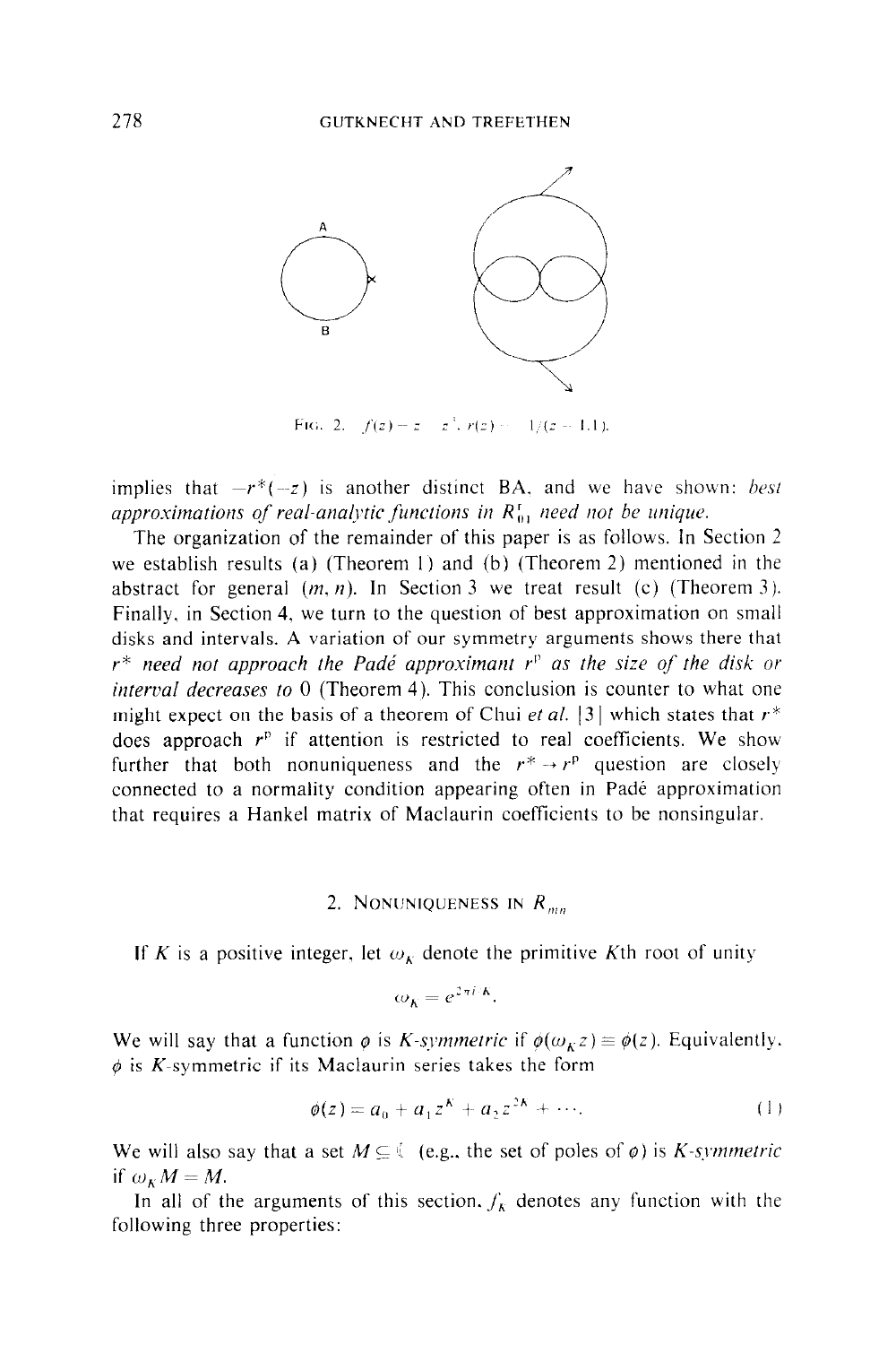FIG. 2. $f(z) = z - z^3$, $r(z) = 1/(z - 1.1)$.

implies that $-r^*(-z)$ is another distinct BA, and we have shown: *best approximations of real-analytic functions in $R_{01}^r$ need not be unique.*

The organization of the remainder of this paper is as follows. In Section 2 we establish results (a) (Theorem 1) and (b) (Theorem 2) mentioned in the abstract for general $(m, n)$. In Section 3 we treat result (c) (Theorem 3). Finally, in Section 4, we turn to the question of best approximation on small disks and intervals. A variation of our symmetry arguments shows there that *$r^*$ need not approach the Padé approximant $r^{\mathrm{p}}$ as the size of the disk or interval decreases to* 0 (Theorem 4). This conclusion is counter to what one might expect on the basis of a theorem of Chui *et al.* [3] which states that $r^*$ does approach $r^{\mathrm{p}}$ if attention is restricted to real coefficients. We show further that both nonuniqueness and the $r^* \to r^{\mathrm{p}}$ question are closely connected to a normality condition appearing often in Padé approximation that requires a Hankel matrix of Maclaurin coefficients to be nonsingular.

## 2. NONUNIQUENESS IN $R_{mn}$

If $K$ is a positive integer, let $\omega_K$ denote the primitive $K$th root of unity

$$\omega_K = e^{2\pi i/K}.$$

We will say that a function $\phi$ is *$K$-symmetric* if $\phi(\omega_K z) \equiv \phi(z)$. Equivalently, $\phi$ is $K$-symmetric if its Maclaurin series takes the form

$$\phi(z) = a_0 + a_1 z^K + a_2 z^{2K} + \cdots. \tag{1}$$

We will also say that a set $M \subseteq \mathbb{C}$ (e.g., the set of poles of $\phi$) is *$K$-symmetric* if $\omega_K M = M$.

In all of the arguments of this section, $f_K$ denotes any function with the following three properties: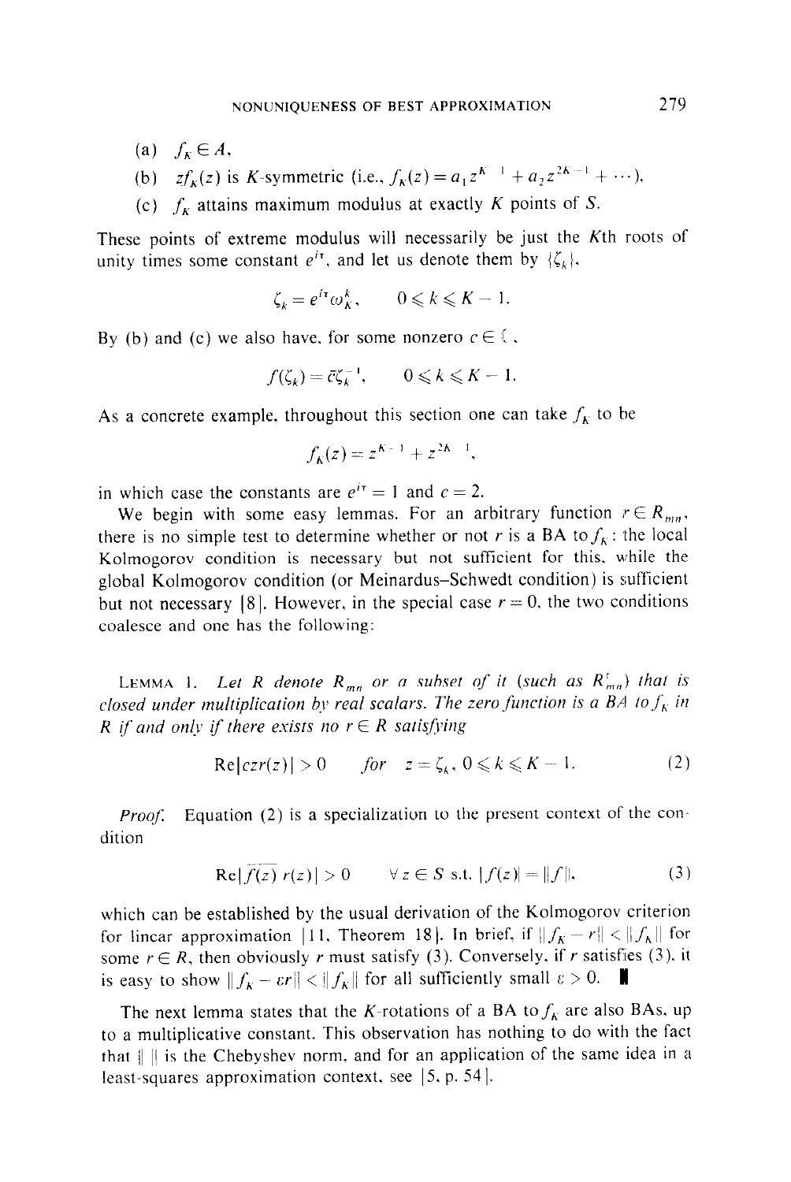(a) $f_K \in A$,

(b) $zf_K(z)$ is $K$-symmetric (i.e., $f_K(z) = a_1 z^{K-1} + a_2 z^{2K-1} + \cdots$),

(c) $f_K$ attains maximum modulus at exactly $K$ points of $S$.

These points of extreme modulus will necessarily be just the $K$th roots of unity times some constant $e^{i\tau}$, and let us denote them by $\{\zeta_k\}$,

$$\zeta_k = e^{i\tau}\omega_K^k, \qquad 0 \leqslant k \leqslant K-1.$$

By (b) and (c) we also have, for some nonzero $c \in \mathbb{C}$,

$$f(\zeta_k) = \bar{c}\zeta_k^{-1}, \qquad 0 \leqslant k \leqslant K-1.$$

As a concrete example, throughout this section one can take $f_K$ to be

$$f_K(z) = z^{K-1} + z^{2K-1},$$

in which case the constants are $e^{i\tau} = 1$ and $c = 2$.

We begin with some easy lemmas. For an arbitrary function $r \in R_{mn}$, there is no simple test to determine whether or not $r$ is a BA to $f_K$: the local Kolmogorov condition is necessary but not sufficient for this, while the global Kolmogorov condition (or Meinardus–Schwedt condition) is sufficient but not necessary [8]. However, in the special case $r = 0$, the two conditions coalesce and one has the following:

LEMMA 1. *Let $R$ denote $R_{mn}$ or a subset of it (such as $R_{mn}^r$) that is closed under multiplication by real scalars. The zero function is a BA to $f_K$ in $R$ if and only if there exists no $r \in R$ satisfying*

$$\operatorname{Re}[czr(z)] > 0 \qquad \text{for} \quad z = \zeta_k,\ 0 \leqslant k \leqslant K-1. \tag{2}$$

*Proof.* Equation (2) is a specialization to the present context of the condition

$$\operatorname{Re}[\overline{f(z)}\, r(z)] > 0 \qquad \forall\, z \in S \text{ s.t. } |f(z)| = \|f\|, \tag{3}$$

which can be established by the usual derivation of the Kolmogorov criterion for linear approximation [11, Theorem 18]. In brief, if $\|f_K - r\| < \|f_K\|$ for some $r \in R$, then obviously $r$ must satisfy (3). Conversely, if $r$ satisfies (3), it is easy to show $\|f_K - \varepsilon r\| < \|f_K\|$ for all sufficiently small $\varepsilon > 0$. ∎

The next lemma states that the $K$-rotations of a BA to $f_K$ are also BAs, up to a multiplicative constant. This observation has nothing to do with the fact that $\|\ \|$ is the Chebyshev norm, and for an application of the same idea in a least-squares approximation context, see [5, p. 54].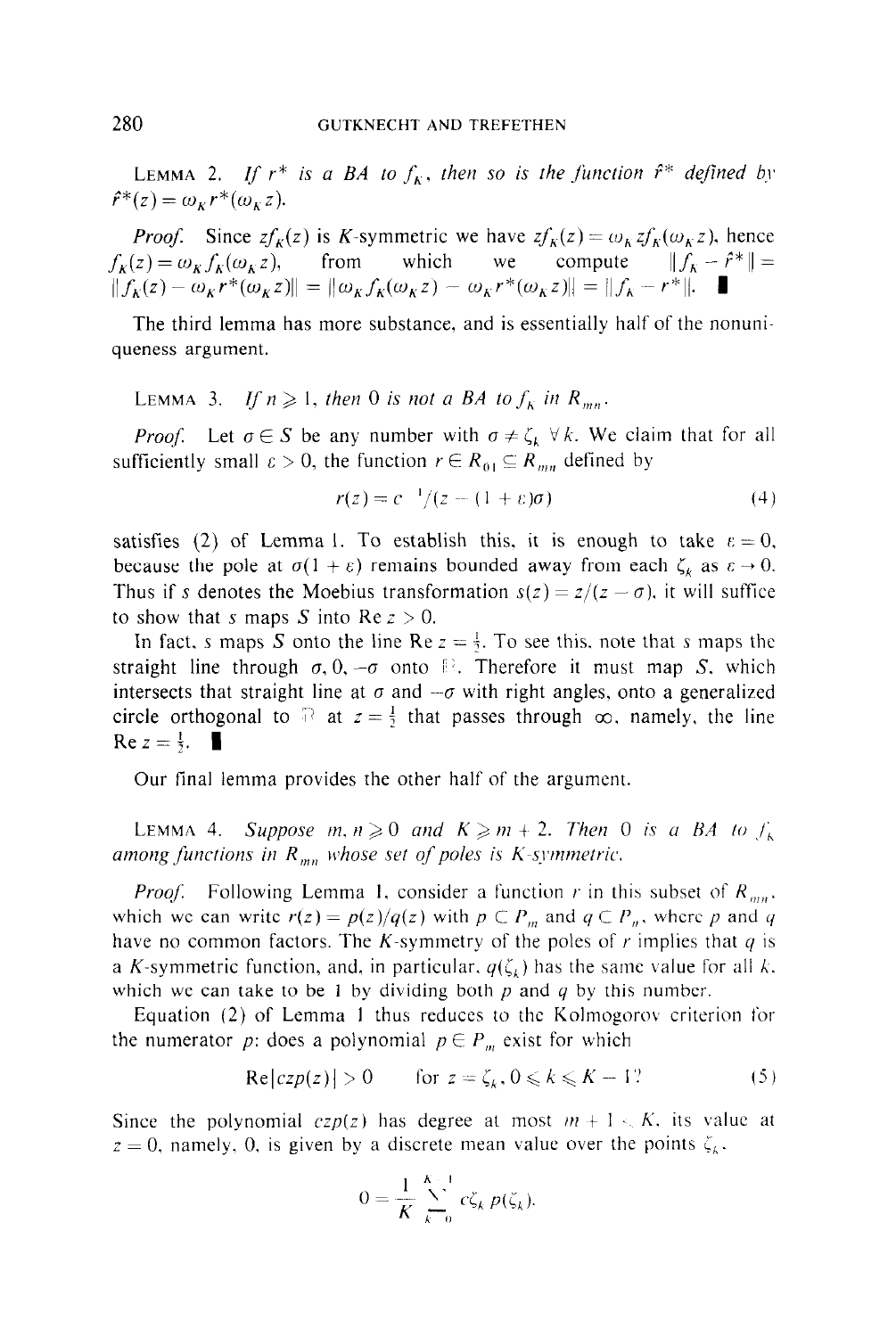**Lemma 2.** *If $r^*$ is a BA to $f_K$, then so is the function $\hat{r}^*$ defined by $\hat{r}^*(z) = \omega_K r^*(\omega_K z)$.*

*Proof.* Since $zf_K(z)$ is $K$-symmetric we have $zf_K(z) = \omega_K zf_K(\omega_K z)$, hence $f_K(z) = \omega_K f_K(\omega_K z)$, from which we compute $\|f_K - \hat{r}^*\| = \|f_K(z) - \omega_K r^*(\omega_K z)\| = \|\omega_K f_K(\omega_K z) - \omega_K r^*(\omega_K z)\| = \|f_K - r^*\|$. ∎

The third lemma has more substance, and is essentially half of the nonuniqueness argument.

**Lemma 3.** *If $n \geqslant 1$, then 0 is not a BA to $f_K$ in $R_{mn}$.*

*Proof.* Let $\sigma \in S$ be any number with $\sigma \neq \zeta_k$ $\forall k$. We claim that for all sufficiently small $\varepsilon > 0$, the function $r \in R_{01} \subseteq R_{mn}$ defined by

$$r(z) = c^{-1}/(z - (1 + \varepsilon)\sigma) \tag{4}$$

satisfies (2) of Lemma 1. To establish this, it is enough to take $\varepsilon = 0$, because the pole at $\sigma(1 + \varepsilon)$ remains bounded away from each $\zeta_k$ as $\varepsilon \to 0$. Thus if $s$ denotes the Moebius transformation $s(z) = z/(z - \sigma)$, it will suffice to show that $s$ maps $S$ into $\operatorname{Re} z > 0$.

In fact, $s$ maps $S$ onto the line $\operatorname{Re} z = \frac{1}{2}$. To see this, note that $s$ maps the straight line through $\sigma, 0, -\sigma$ onto $\mathbb{R}$. Therefore it must map $S$, which intersects that straight line at $\sigma$ and $-\sigma$ with right angles, onto a generalized circle orthogonal to $\mathbb{R}$ at $z = \frac{1}{2}$ that passes through $\infty$, namely, the line $\operatorname{Re} z = \frac{1}{2}$. ∎

Our final lemma provides the other half of the argument.

**Lemma 4.** *Suppose $m, n \geqslant 0$ and $K \geqslant m + 2$. Then 0 is a BA to $f_K$ among functions in $R_{mn}$ whose set of poles is $K$-symmetric.*

*Proof.* Following Lemma 1, consider a function $r$ in this subset of $R_{mn}$, which we can write $r(z) = p(z)/q(z)$ with $p \in P_m$ and $q \in P_n$, where $p$ and $q$ have no common factors. The $K$-symmetry of the poles of $r$ implies that $q$ is a $K$-symmetric function, and, in particular, $q(\zeta_k)$ has the same value for all $k$, which we can take to be 1 by dividing both $p$ and $q$ by this number.

Equation (2) of Lemma 1 thus reduces to the Kolmogorov criterion for the numerator $p$: does a polynomial $p \in P_m$ exist for which

$$\operatorname{Re}[czp(z)] > 0 \qquad \text{for } z = \zeta_k, 0 \leqslant k \leqslant K - 1? \tag{5}$$

Since the polynomial $czp(z)$ has degree at most $m + 1 < K$, its value at $z = 0$, namely, 0, is given by a discrete mean value over the points $\zeta_k$,

$$0 = \frac{1}{K} \sum_{k=0}^{K-1} c\zeta_k\, p(\zeta_k).$$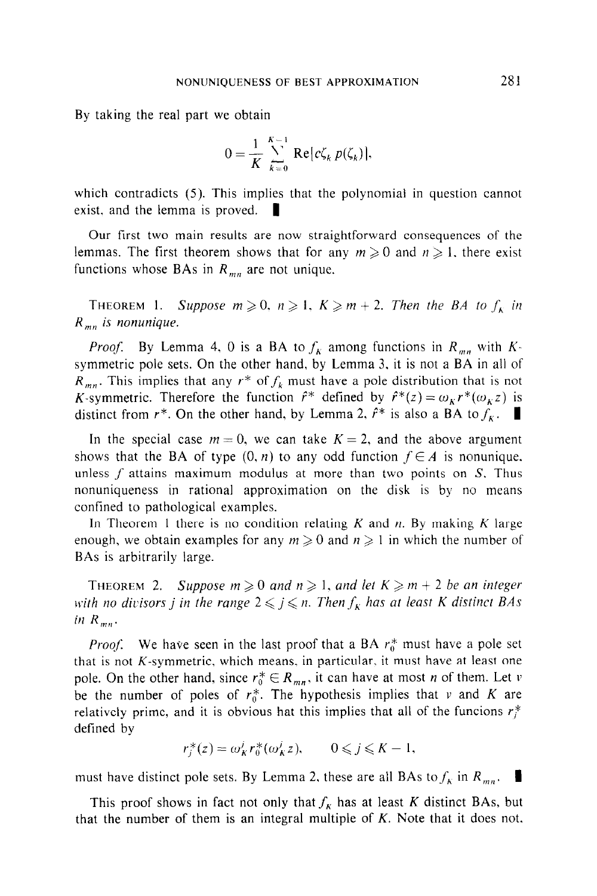By taking the real part we obtain

$$0 = \frac{1}{K} \sum_{k=0}^{K-1} \mathrm{Re}[c\zeta_k\, p(\zeta_k)],$$

which contradicts (5). This implies that the polynomial in question cannot exist, and the lemma is proved. ∎

Our first two main results are now straightforward consequences of the lemmas. The first theorem shows that for any $m \geqslant 0$ and $n \geqslant 1$, there exist functions whose BAs in $R_{mn}$ are not unique.

THEOREM 1. *Suppose $m \geqslant 0$, $n \geqslant 1$, $K \geqslant m+2$. Then the BA to $f_K$ in $R_{mn}$ is nonunique.*

*Proof.* By Lemma 4, 0 is a BA to $f_K$ among functions in $R_{mn}$ with $K$-symmetric pole sets. On the other hand, by Lemma 3, it is not a BA in all of $R_{mn}$. This implies that any $r^*$ of $f_K$ must have a pole distribution that is not $K$-symmetric. Therefore the function $\hat{r}^*$ defined by $\hat{r}^*(z) = \omega_K r^*(\omega_K z)$ is distinct from $r^*$. On the other hand, by Lemma 2, $\hat{r}^*$ is also a BA to $f_K$. ∎

In the special case $m = 0$, we can take $K = 2$, and the above argument shows that the BA of type $(0, n)$ to any odd function $f \in A$ is nonunique, unless $f$ attains maximum modulus at more than two points on $S$. Thus nonuniqueness in rational approximation on the disk is by no means confined to pathological examples.

In Theorem 1 there is no condition relating $K$ and $n$. By making $K$ large enough, we obtain examples for any $m \geqslant 0$ and $n \geqslant 1$ in which the number of BAs is arbitrarily large.

THEOREM 2. *Suppose $m \geqslant 0$ and $n \geqslant 1$, and let $K \geqslant m+2$ be an integer with no divisors $j$ in the range $2 \leqslant j \leqslant n$. Then $f_K$ has at least $K$ distinct BAs in $R_{mn}$.*

*Proof.* We have seen in the last proof that a BA $r_0^*$ must have a pole set that is not $K$-symmetric, which means, in particular, it must have at least one pole. On the other hand, since $r_0^* \in R_{mn}$, it can have at most $n$ of them. Let $\nu$ be the number of poles of $r_0^*$. The hypothesis implies that $\nu$ and $K$ are relatively prime, and it is obvious hat this implies that all of the funcions $r_j^*$ defined by

$$r_j^*(z) = \omega_K^j r_0^*(\omega_K^j z), \qquad 0 \leqslant j \leqslant K-1,$$

must have distinct pole sets. By Lemma 2, these are all BAs to $f_K$ in $R_{mn}$. ∎

This proof shows in fact not only that $f_K$ has at least $K$ distinct BAs, but that the number of them is an integral multiple of $K$. Note that it does not,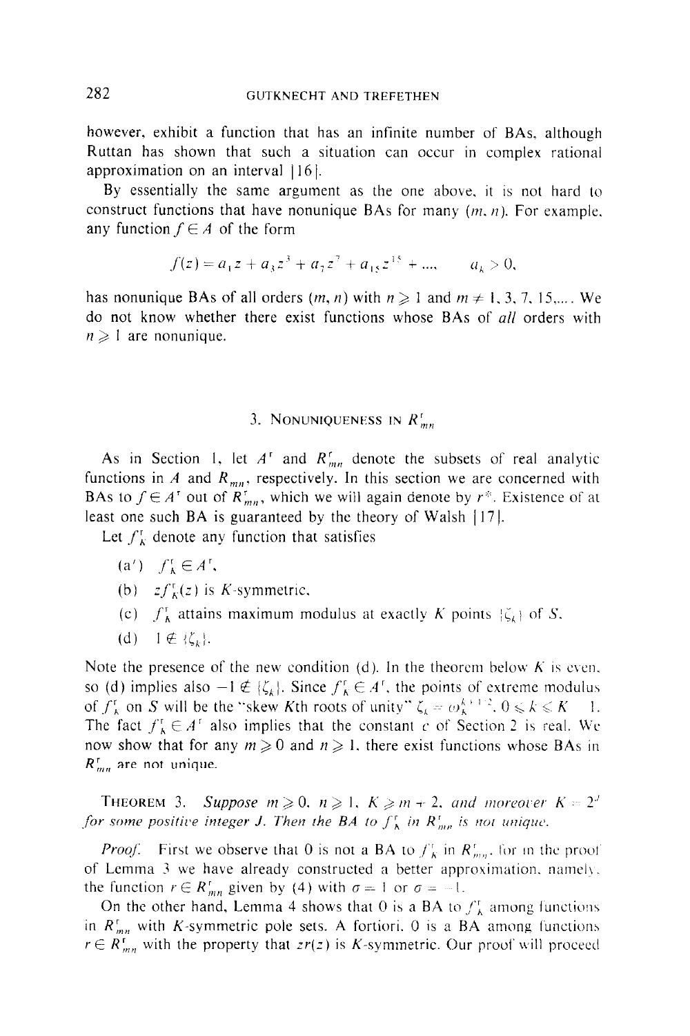however, exhibit a function that has an infinite number of BAs, although Ruttan has shown that such a situation can occur in complex rational approximation on an interval [16].

By essentially the same argument as the one above, it is not hard to construct functions that have nonunique BAs for many $(m, n)$. For example, any function $f \in A$ of the form

$$f(z) = a_1 z + a_3 z^3 + a_7 z^7 + a_{15} z^{15} + \ldots, \qquad a_k > 0,$$

has nonunique BAs of all orders $(m, n)$ with $n \geqslant 1$ and $m \neq 1, 3, 7, 15, \ldots$. We do not know whether there exist functions whose BAs of *all* orders with $n \geqslant 1$ are nonunique.

## 3. Nonuniqueness in $R^{r}_{mn}$

As in Section 1, let $A^{r}$ and $R^{r}_{mn}$ denote the subsets of real analytic functions in $A$ and $R_{mn}$, respectively. In this section we are concerned with BAs to $f \in A^{r}$ out of $R^{r}_{mn}$, which we will again denote by $r^{*}$. Existence of at least one such BA is guaranteed by the theory of Walsh [17].

Let $f^{r}_{K}$ denote any function that satisfies

(a′) $f^{r}_{K} \in A^{r}$,

(b) $zf^{r}_{K}(z)$ is $K$-symmetric,

(c) $f^{r}_{K}$ attains maximum modulus at exactly $K$ points $\{\zeta_k\}$ of $S$.

(d) $1 \notin \{\zeta_k\}$.

Note the presence of the new condition (d). In the theorem below $K$ is even, so (d) implies also $-1 \notin \{\zeta_k\}$. Since $f^{r}_{K} \in A^{r}$, the points of extreme modulus of $f^{r}_{K}$ on $S$ will be the "skew $K$th roots of unity" $\zeta_k = \omega_K^{k+1/2}$, $0 \leqslant k \leqslant K-1$. The fact $f^{r}_{K} \in A^{r}$ also implies that the constant $c$ of Section 2 is real. We now show that for any $m \geqslant 0$ and $n \geqslant 1$, there exist functions whose BAs in $R^{r}_{mn}$ are not unique.

THEOREM 3. *Suppose $m \geqslant 0$, $n \geqslant 1$, $K \geqslant m+2$, and moreover $K = 2^{J}$ for some positive integer $J$. Then the BA to $f^{r}_{K}$ in $R^{r}_{mn}$ is not unique.*

*Proof.* First we observe that 0 is not a BA to $f^{r}_{K}$ in $R^{r}_{mn}$, for in the proof of Lemma 3 we have already constructed a better approximation, namely, the function $r \in R^{r}_{mn}$ given by (4) with $\sigma = 1$ or $\sigma = -1$.

On the other hand, Lemma 4 shows that 0 is a BA to $f^{r}_{K}$ among functions in $R^{r}_{mn}$ with $K$-symmetric pole sets. A fortiori, 0 is a BA among functions $r \in R^{r}_{mn}$ with the property that $zr(z)$ is $K$-symmetric. Our proof will proceed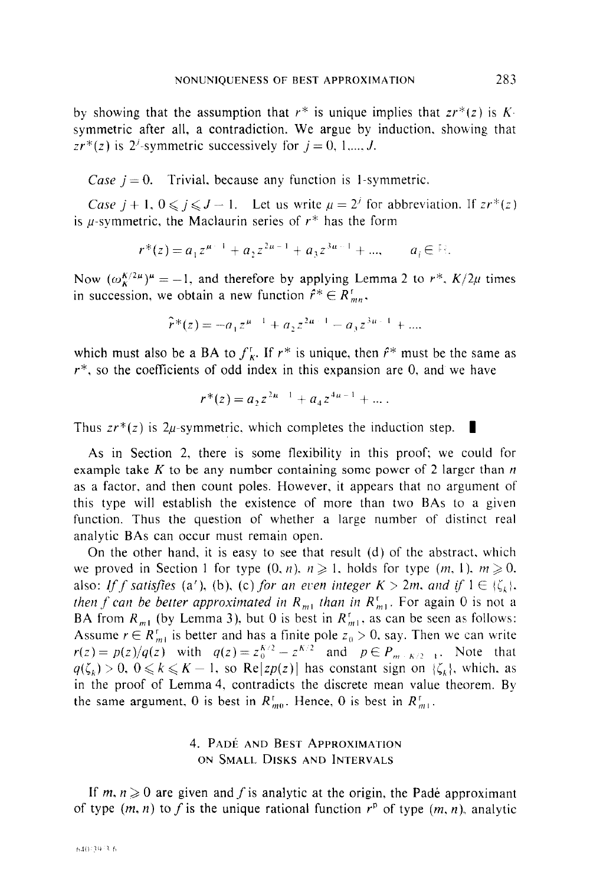by showing that the assumption that $r^*$ is unique implies that $zr^*(z)$ is $K$-symmetric after all, a contradiction. We argue by induction, showing that $zr^*(z)$ is $2^j$-symmetric successively for $j = 0, 1, \ldots, J$.

*Case* $j = 0$. Trivial, because any function is 1-symmetric.

*Case* $j + 1$, $0 \leqslant j \leqslant J - 1$. Let us write $\mu = 2^j$ for abbreviation. If $zr^*(z)$ is $\mu$-symmetric, the Maclaurin series of $r^*$ has the form

$$r^*(z) = a_1 z^{\mu - 1} + a_2 z^{2\mu - 1} + a_3 z^{3\mu - 1} + \ldots, \qquad a_i \in \mathbb{R}.$$

Now $(\omega_K^{K/2\mu})^\mu = -1$, and therefore by applying Lemma 2 to $r^*$, $K/2\mu$ times in succession, we obtain a new function $\hat{r}^* \in R_{mn}^{\mathrm{r}}$,

$$\hat{r}^*(z) = -a_1 z^{\mu - 1} + a_2 z^{2\mu - 1} - a_3 z^{3\mu - 1} + \ldots,$$

which must also be a BA to $f_K^{\mathrm{r}}$. If $r^*$ is unique, then $\hat{r}^*$ must be the same as $r^*$, so the coefficients of odd index in this expansion are 0, and we have

$$r^*(z) = a_2 z^{2\mu - 1} + a_4 z^{4\mu - 1} + \ldots.$$

Thus $zr^*(z)$ is $2\mu$-symmetric, which completes the induction step. ∎

As in Section 2, there is some flexibility in this proof; we could for example take $K$ to be any number containing some power of 2 larger than $n$ as a factor, and then count poles. However, it appears that no argument of this type will establish the existence of more than two BAs to a given function. Thus the question of whether a large number of distinct real analytic BAs can occur must remain open.

On the other hand, it is easy to see that result (d) of the abstract, which we proved in Section 1 for type $(0, n)$, $n \geqslant 1$, holds for type $(m, 1)$, $m \geqslant 0$, also: *If $f$ satisfies* (a′), (b), (c) *for an even integer* $K > 2m$, *and if* $1 \in \{\zeta_k\}$, *then $f$ can be better approximated in $R_{m1}$ than in $R_{m1}^{\mathrm{r}}$*. For again 0 is not a BA from $R_{m1}$ (by Lemma 3), but 0 is best in $R_{m1}^{\mathrm{r}}$, as can be seen as follows: Assume $r \in R_{m1}^{\mathrm{r}}$ is better and has a finite pole $z_0 > 0$, say. Then we can write $r(z) = p(z)/q(z)$ with $q(z) = z_0^{K/2} - z^{K/2}$ and $p \in P_{m + K/2 - 1}$. Note that $q(\zeta_k) > 0$, $0 \leqslant k \leqslant K - 1$, so $\mathrm{Re}[zp(z)]$ has constant sign on $\{\zeta_k\}$, which, as in the proof of Lemma 4, contradicts the discrete mean value theorem. By the same argument, 0 is best in $R_{m0}^{\mathrm{r}}$. Hence, 0 is best in $R_{m1}^{\mathrm{r}}$.

## 4. Padé and Best Approximation on Small Disks and Intervals

If $m, n \geqslant 0$ are given and $f$ is analytic at the origin, the Padé approximant of type $(m, n)$ to $f$ is the unique rational function $r^{\mathrm{p}}$ of type $(m, n)$, analytic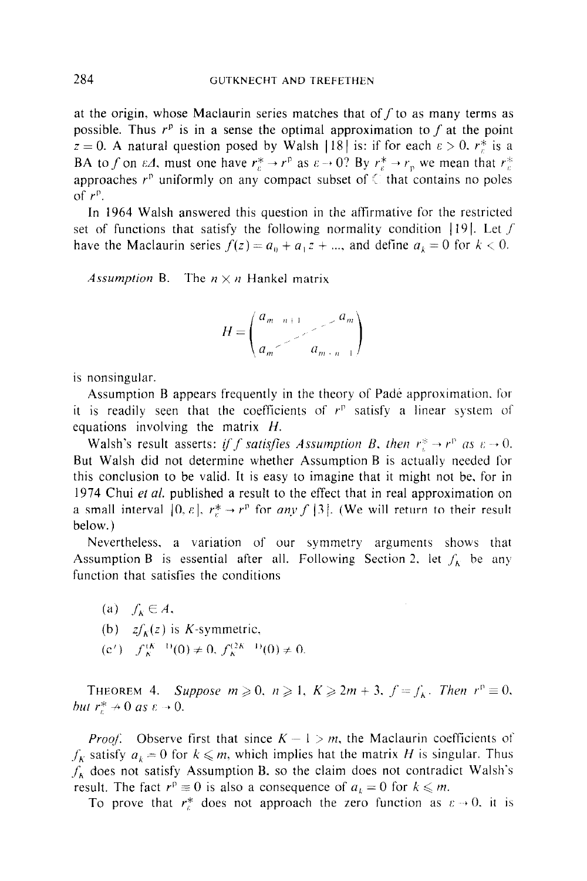at the origin, whose Maclaurin series matches that of $f$ to as many terms as possible. Thus $r^{\mathrm{P}}$ is in a sense the optimal approximation to $f$ at the point $z = 0$. A natural question posed by Walsh [18] is: if for each $\varepsilon > 0$, $r_\varepsilon^*$ is a BA to $f$ on $\varepsilon\Delta$, must one have $r_\varepsilon^* \to r^{\mathrm{P}}$ as $\varepsilon \to 0$? By $r_\varepsilon^* \to r_{\mathrm{P}}$ we mean that $r_\varepsilon^*$ approaches $r^{\mathrm{P}}$ uniformly on any compact subset of $\mathbb{C}$ that contains no poles of $r^{\mathrm{P}}$.

In 1964 Walsh answered this question in the affirmative for the restricted set of functions that satisfy the following normality condition [19]. Let $f$ have the Maclaurin series $f(z) = a_0 + a_1 z + \ldots$, and define $a_k = 0$ for $k < 0$.

*Assumption* B. The $n \times n$ Hankel matrix

$$H = \begin{pmatrix} a_{m-n+1} & & \iddots & a_m \\ & \iddots & & \\ a_m & \iddots & & a_{m+n-1} \end{pmatrix}$$

is nonsingular.

Assumption B appears frequently in the theory of Padé approximation, for it is readily seen that the coefficients of $r^{\mathrm{P}}$ satisfy a linear system of equations involving the matrix $H$.

Walsh's result asserts: *if $f$ satisfies Assumption B, then $r_\varepsilon^* \to r^{\mathrm{P}}$ as $\varepsilon \to 0$.* But Walsh did not determine whether Assumption B is actually needed for this conclusion to be valid. It is easy to imagine that it might not be, for in 1974 Chui *et al.* published a result to the effect that in real approximation on a small interval $[0, \varepsilon]$, $r_\varepsilon^* \to r^{\mathrm{P}}$ for *any* $f$ [3]. (We will return to their result below.)

Nevertheless, a variation of our symmetry arguments shows that Assumption B is essential after all. Following Section 2, let $f_K$ be any function that satisfies the conditions

(a) $f_K \in A$,

(b) $z f_K(z)$ is $K$-symmetric,

(c′) $f_K^{(K-1)}(0) \neq 0$, $f_K^{(2K-1)}(0) \neq 0$.

THEOREM 4. *Suppose $m \geqslant 0$, $n \geqslant 1$, $K \geqslant 2m+3$, $f = f_K$. Then $r^{\mathrm{P}} \equiv 0$, but $r_\varepsilon^* \nrightarrow 0$ as $\varepsilon \to 0$.*

*Proof.* Observe first that since $K - 1 > m$, the Maclaurin coefficients of $f_K$ satisfy $a_k = 0$ for $k \leqslant m$, which implies hat the matrix $H$ is singular. Thus $f_K$ does not satisfy Assumption B, so the claim does not contradict Walsh's result. The fact $r^{\mathrm{P}} \equiv 0$ is also a consequence of $a_k = 0$ for $k \leqslant m$.

To prove that $r_\varepsilon^*$ does not approach the zero function as $\varepsilon \to 0$, it is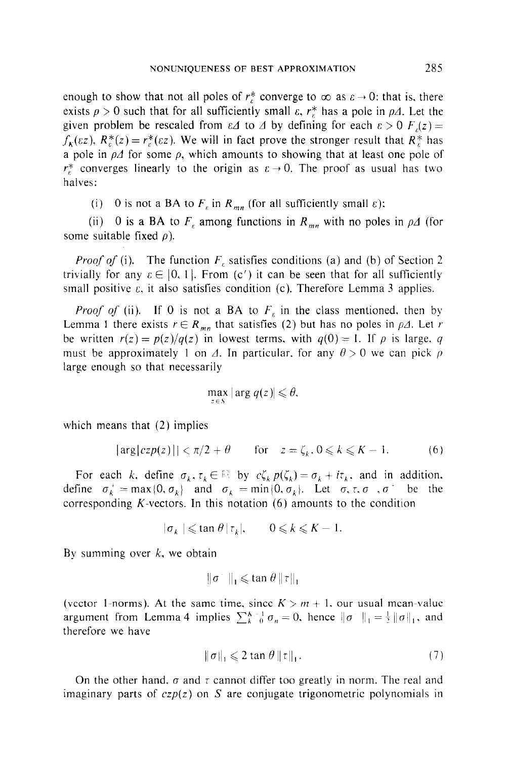enough to show that not all poles of $r_\varepsilon^*$ converge to $\infty$ as $\varepsilon \to 0$: that is, there exists $\rho > 0$ such that for all sufficiently small $\varepsilon$, $r_\varepsilon^*$ has a pole in $\rho\Delta$. Let the given problem be rescaled from $\varepsilon\Delta$ to $\Delta$ by defining for each $\varepsilon > 0$ $F_\varepsilon(z) = f_K(\varepsilon z)$, $R_\varepsilon^*(z) = r_\varepsilon^*(\varepsilon z)$. We will in fact prove the stronger result that $R_\varepsilon^*$ has a pole in $\rho\Delta$ for some $\rho$, which amounts to showing that at least one pole of $r_\varepsilon^*$ converges linearly to the origin as $\varepsilon \to 0$. The proof as usual has two halves:

(i) 0 is not a BA to $F_\varepsilon$ in $R_{mn}$ (for all sufficiently small $\varepsilon$);

(ii) 0 is a BA to $F_\varepsilon$ among functions in $R_{mn}$ with no poles in $\rho\Delta$ (for some suitable fixed $\rho$).

*Proof of* (i). The function $F_\varepsilon$ satisfies conditions (a) and (b) of Section 2 trivially for any $\varepsilon \in [0, 1]$. From (c′) it can be seen that for all sufficiently small positive $\varepsilon$, it also satisfies condition (c). Therefore Lemma 3 applies.

*Proof of* (ii). If 0 is not a BA to $F_\varepsilon$ in the class mentioned, then by Lemma 1 there exists $r \in R_{mn}$ that satisfies (2) but has no poles in $\rho\Delta$. Let $r$ be written $r(z) = p(z)/q(z)$ in lowest terms, with $q(0) = 1$. If $\rho$ is large, $q$ must be approximately 1 on $\Delta$. In particular, for any $\theta > 0$ we can pick $\rho$ large enough so that necessarily

$$\max_{z \in S} |\arg q(z)| \leqslant \theta,$$

which means that (2) implies

$$|\arg[czp(z)]| < \pi/2 + \theta \qquad \text{for} \quad z = \zeta_k, 0 \leqslant k \leqslant K-1. \tag{6}$$

For each $k$, define $\sigma_k, \tau_k \in \mathbb{R}$ by $c\zeta_k p(\zeta_k) = \sigma_k + i\tau_k$, and in addition, define $\sigma_k^+ = \max\{0, \sigma_k\}$ and $\sigma_k^- = \min\{0, \sigma_k\}$. Let $\sigma, \tau, \sigma^-, \sigma^+$ be the corresponding $K$-vectors. In this notation (6) amounts to the condition

$$|\sigma_k^-| \leqslant \tan\theta\, |\tau_k|, \qquad 0 \leqslant k \leqslant K-1.$$

By summing over $k$, we obtain

$$\|\sigma^-\|_1 \leqslant \tan\theta\, \|\tau\|_1$$

(vector 1-norms). At the same time, since $K > m+1$, our usual mean-value argument from Lemma 4 implies $\sum_{k=0}^{K-1} \sigma_n = 0$, hence $\|\sigma^-\|_1 = \frac{1}{2}\|\sigma\|_1$, and therefore we have

$$\|\sigma\|_1 \leqslant 2\tan\theta\, \|\tau\|_1. \tag{7}$$

On the other hand, $\sigma$ and $\tau$ cannot differ too greatly in norm. The real and imaginary parts of $czp(z)$ on $S$ are conjugate trigonometric polynomials in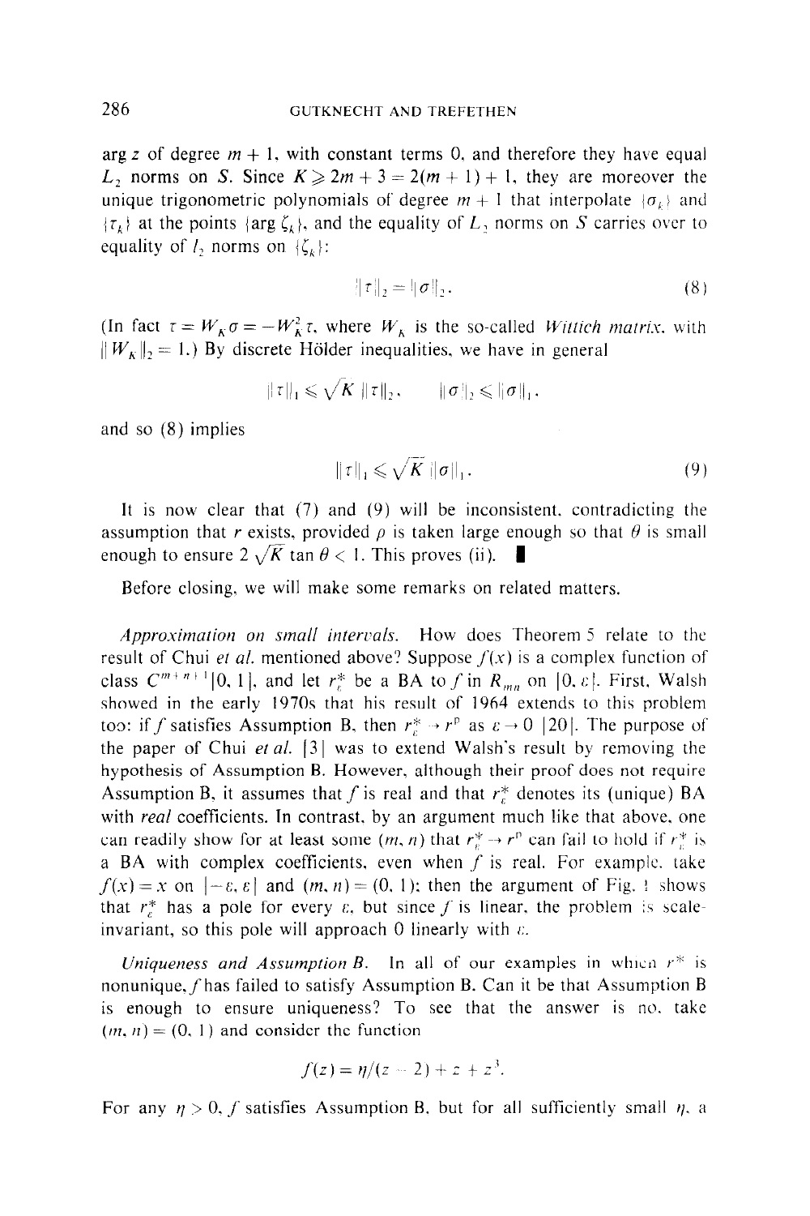arg $z$ of degree $m+1$, with constant terms 0, and therefore they have equal $L_2$ norms on $S$. Since $K \geqslant 2m+3 = 2(m+1)+1$, they are moreover the unique trigonometric polynomials of degree $m+1$ that interpolate $\{\sigma_k\}$ and $\{\tau_k\}$ at the points $\{\arg \zeta_k\}$, and the equality of $L_2$ norms on $S$ carries over to equality of $l_2$ norms on $\{\zeta_k\}$:

$$\|\tau\|_2 = \|\sigma\|_2. \tag{8}$$

(In fact $\tau = W_K \sigma = -W_K^2 \tau$, where $W_K$ is the so-called *Wittich matrix*, with $\|W_K\|_2 = 1$.) By discrete Hölder inequalities, we have in general

$$\|\tau\|_1 \leqslant \sqrt{K}\, \|\tau\|_2, \qquad \|\sigma\|_2 \leqslant \|\sigma\|_1,$$

and so (8) implies

$$\|\tau\|_1 \leqslant \sqrt{K}\, \|\sigma\|_1. \tag{9}$$

It is now clear that (7) and (9) will be inconsistent, contradicting the assumption that $r$ exists, provided $\rho$ is taken large enough so that $\theta$ is small enough to ensure $2\sqrt{K} \tan \theta < 1$. This proves (ii). ∎

Before closing, we will make some remarks on related matters.

*Approximation on small intervals.* How does Theorem 5 relate to the result of Chui *et al.* mentioned above? Suppose $f(x)$ is a complex function of class $C^{m+n+1}[0,1]$, and let $r_\varepsilon^*$ be a BA to $f$ in $R_{mn}$ on $[0,\varepsilon]$. First, Walsh showed in the early 1970s that his result of 1964 extends to this problem too: if $f$ satisfies Assumption B, then $r_\varepsilon^* \to r^{\mathrm{p}}$ as $\varepsilon \to 0$ [20]. The purpose of the paper of Chui *et al.* [3] was to extend Walsh's result by removing the hypothesis of Assumption B. However, although their proof does not require Assumption B, it assumes that $f$ is real and that $r_\varepsilon^*$ denotes its (unique) BA with *real* coefficients. In contrast, by an argument much like that above, one can readily show for at least some $(m,n)$ that $r_\varepsilon^* \to r^{\mathrm{p}}$ can fail to hold if $r_\varepsilon^*$ is a BA with complex coefficients, even when $f$ is real. For example, take $f(x) = x$ on $[-\varepsilon, \varepsilon]$ and $(m,n) = (0,1)$; then the argument of Fig. 1 shows that $r_\varepsilon^*$ has a pole for every $\varepsilon$, but since $f$ is linear, the problem is scale-invariant, so this pole will approach 0 linearly with $\varepsilon$.

*Uniqueness and Assumption B.* In all of our examples in which $r^*$ is nonunique, $f$ has failed to satisfy Assumption B. Can it be that Assumption B is enough to ensure uniqueness? To see that the answer is no, take $(m,n) = (0,1)$ and consider the function

$$f(z) = \eta/(z-2) + z + z^3.$$

For any $\eta > 0$, $f$ satisfies Assumption B, but for all sufficiently small $\eta$, a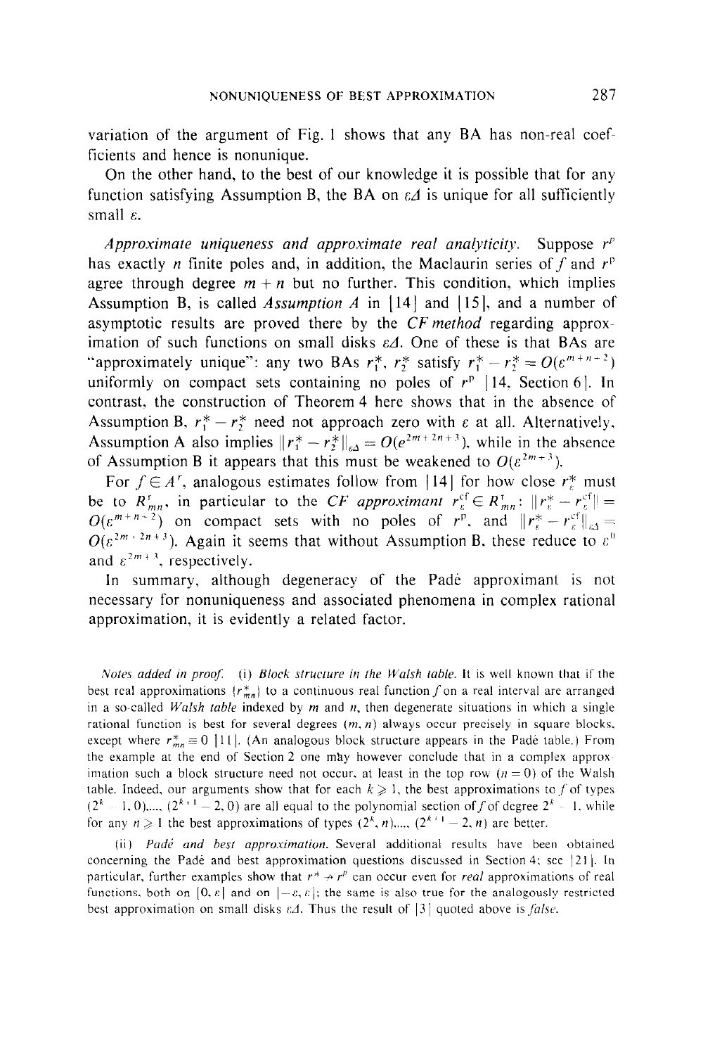variation of the argument of Fig. 1 shows that any BA has non-real coefficients and hence is nonunique.

On the other hand, to the best of our knowledge it is possible that for any function satisfying Assumption B, the BA on $\varepsilon\Delta$ is unique for all sufficiently small $\varepsilon$.

*Approximate uniqueness and approximate real analyticity.* Suppose $r^{\mathrm{p}}$ has exactly $n$ finite poles and, in addition, the Maclaurin series of $f$ and $r^{\mathrm{p}}$ agree through degree $m+n$ but no further. This condition, which implies Assumption B, is called *Assumption A* in [14] and [15], and a number of asymptotic results are proved there by the *CF method* regarding approximation of such functions on small disks $\varepsilon\Delta$. One of these is that BAs are "approximately unique": any two BAs $r_1^*$, $r_2^*$ satisfy $r_1^* - r_2^* = O(\varepsilon^{m+n+2})$ uniformly on compact sets containing no poles of $r^{\mathrm{p}}$ [14, Section 6]. In contrast, the construction of Theorem 4 here shows that in the absence of Assumption B, $r_1^* - r_2^*$ need not approach zero with $\varepsilon$ at all. Alternatively, Assumption A also implies $\|r_1^* - r_2^*\|_{\varepsilon\Delta} = O(e^{2m+2n+3})$, while in the absence of Assumption B it appears that this must be weakened to $O(\varepsilon^{2m+3})$.

For $f \in A^r$, analogous estimates follow from [14] for how close $r_\varepsilon^*$ must be to $R_{mn}^r$, in particular to the *CF approximant* $r_\varepsilon^{\mathrm{cf}} \in R_{mn}^r$: $\|r_\varepsilon^* - r_\varepsilon^{\mathrm{cf}}\| = O(\varepsilon^{m+n+2})$ on compact sets with no poles of $r^{\mathrm{p}}$, and $\|r_\varepsilon^* - r_\varepsilon^{\mathrm{cf}}\|_{\varepsilon\Delta} = O(\varepsilon^{2m+2n+3})$. Again it seems that without Assumption B, these reduce to $\varepsilon^0$ and $\varepsilon^{2m+3}$, respectively.

In summary, although degeneracy of the Padé approximant is not necessary for nonuniqueness and associated phenomena in complex rational approximation, it is evidently a related factor.

*Notes added in proof.* (i) *Block structure in the Walsh table.* It is well known that if the best real approximations $\{r_{mn}^*\}$ to a continuous real function $f$ on a real interval are arranged in a so-called *Walsh table* indexed by $m$ and $n$, then degenerate situations in which a single rational function is best for several degrees $(m, n)$ always occur precisely in square blocks, except where $r_{mn}^* \equiv 0$ [11]. (An analogous block structure appears in the Padé table.) From the example at the end of Section 2 one may however conclude that in a complex approximation such a block structure need not occur, at least in the top row ($n = 0$) of the Walsh table. Indeed, our arguments show that for each $k \geq 1$, the best approximations to $f$ of types $(2^k - 1, 0), \ldots, (2^{k+1} - 2, 0)$ are all equal to the polynomial section of $f$ of degree $2^k - 1$, while for any $n \geq 1$ the best approximations of types $(2^k, n), \ldots, (2^{k+1} - 2, n)$ are better.

(ii) *Padé and best approximation.* Several additional results have been obtained concerning the Padé and best approximation questions discussed in Section 4; see [21]. In particular, further examples show that $r^* \nrightarrow r^{\mathrm{p}}$ can occur even for *real* approximations of real functions, both on $[0, \varepsilon]$ and on $[-\varepsilon, \varepsilon]$; the same is also true for the analogously restricted best approximation on small disks $\varepsilon\Delta$. Thus the result of [3] quoted above is *false*.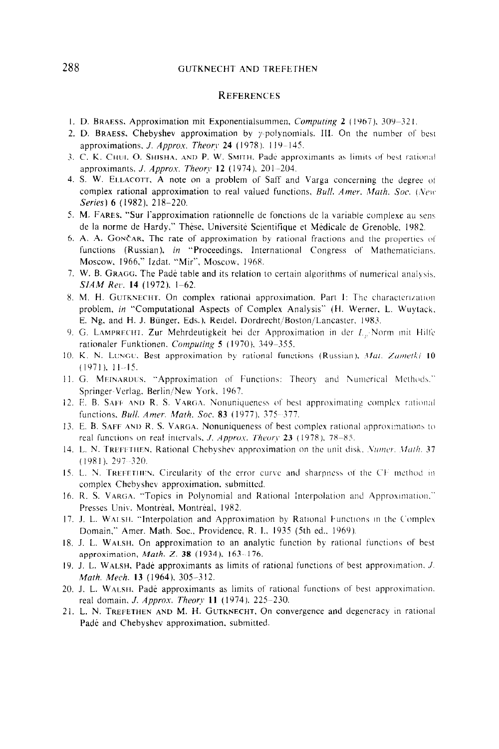## References

1. D. Braess, Approximation mit Exponentialsummen, *Computing* **2** (1967), 309–321.
2. D. Braess, Chebyshev approximation by $\gamma$-polynomials. III. On the number of best approximations, *J. Approx. Theory* **24** (1978), 119–145.
3. C. K. Chui, O. Shisha, and P. W. Smith, Padé approximants as limits of best rational approximants, *J. Approx. Theory* **12** (1974), 201–204.
4. S. W. Ellacott, A note on a problem of Saff and Varga concerning the degree of complex rational approximation to real valued functions, *Bull. Amer. Math. Soc. (New Series)* **6** (1982), 218–220.
5. M. Fares, "Sur l'approximation rationnelle de fonctions de la variable complexe au sens de la norme de Hardy," Thèse, Université Scientifique et Médicale de Grenoble, 1982.
6. A. A. Gončar, The rate of approximation by rational fractions and the properties of functions (Russian), *in* "Proceedings, International Congress of Mathematicians, Moscow, 1966," Izdat. "Mir", Moscow, 1968.
7. W. B. Gragg, The Padé table and its relation to certain algorithms of numerical analysis, *SIAM Rev.* **14** (1972), 1–62.
8. M. H. Gutknecht, On complex rational approximation. Part I: The characterization problem, *in* "Computational Aspects of Complex Analysis" (H. Werner, L. Wuytack, E. Ng, and H. J. Bünger, Eds.), Reidel, Dordrecht/Boston/Lancaster, 1983.
9. G. Lamprecht, Zur Mehrdeutigkeit bei der Approximation in der $L_p$-Norm mit Hilfe rationaler Funktionen, *Computing* **5** (1970), 349–355.
10. K. N. Lungu, Best approximation by rational functions (Russian), *Mat. Zametki* **10** (1971), 11–15.
11. G. Meinardus, "Approximation of Functions: Theory and Numerical Methods," Springer-Verlag, Berlin/New York, 1967.
12. E. B. Saff and R. S. Varga, Nonuniqueness of best approximating complex rational functions, *Bull. Amer. Math. Soc.* **83** (1977), 375–377.
13. E. B. Saff and R. S. Varga, Nonuniqueness of best complex rational approximations to real functions on real intervals, *J. Approx. Theory* **23** (1978), 78–85.
14. L. N. Trefethen, Rational Chebyshev approximation on the unit disk, *Numer. Math.* **37** (1981), 297–320.
15. L. N. Trefethen, Circularity of the error curve and sharpness of the CF method in complex Chebyshev approximation, submitted.
16. R. S. Varga, "Topics in Polynomial and Rational Interpolation and Approximation," Presses Univ. Montréal, Montréal, 1982.
17. J. L. Walsh, "Interpolation and Approximation by Rational Functions in the Complex Domain," Amer. Math. Soc., Providence, R. I., 1935 (5th ed., 1969).
18. J. L. Walsh, On approximation to an analytic function by rational functions of best approximation, *Math. Z.* **38** (1934), 163–176.
19. J. L. Walsh, Padé approximants as limits of rational functions of best approximation, *J. Math. Mech.* **13** (1964), 305–312.
20. J. L. Walsh, Padé approximants as limits of rational functions of best approximation, real domain, *J. Approx. Theory* **11** (1974), 225–230.
21. L. N. Trefethen and M. H. Gutknecht, On convergence and degeneracy in rational Padé and Chebyshev approximation, submitted.